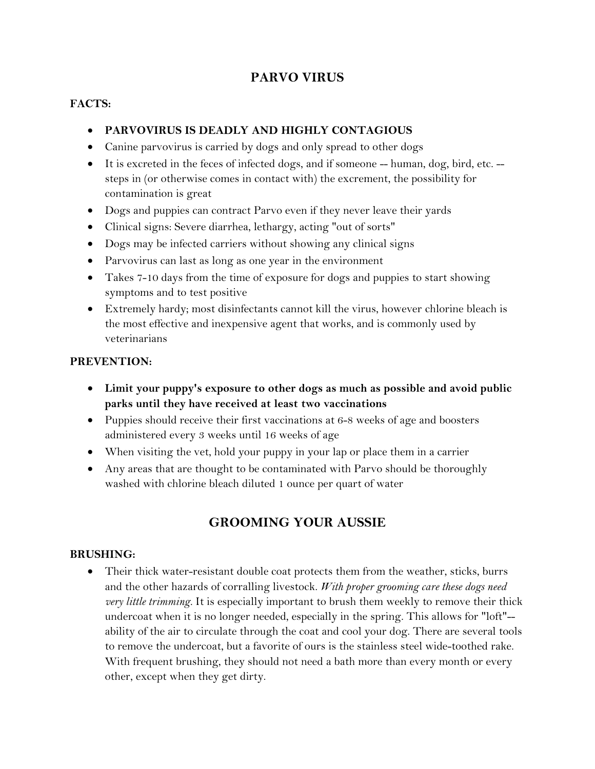# PARVO VIRUS

**FACTS:**

- **PARVOVIRUS IS DEADLY AND HIGHLY CONTAGIOUS**
- Canine parvovirus is carried by dogs and only spread to other dogs
- It is excreted in the feces of infected dogs, and if someone -- human, dog, bird, etc. -- steps in (or otherwise comes in contact with) the excrement, the possibility for contamination is great
- Dogs and puppies can contract Parvo even if they never leave their yards
- Clinical signs: Severe diarrhea, lethargy, acting "out of sorts"
- Dogs may be infected carriers without showing any clinical signs
- Parvovirus can last as long as one year in the environment
- Takes 7-10 days from the time of exposure for dogs and puppies to start showing symptoms and to test positive
- Extremely hardy; most disinfectants cannot kill the virus, however chlorine bleach is the most effective and inexpensive agent that works, and is commonly used by veterinarians

**PREVENTION:**

- **Limit your puppy's exposure to other dogs as much as possible and avoid public parks until they have received at least two vaccinations**
- Puppies should receive their first vaccinations at 6-8 weeks of age and boosters administered every 3 weeks until 16 weeks of age
- When visiting the vet, hold your puppy in your lap or place them in a carrier
- Any areas that are thought to be contaminated with Parvo should be thoroughly washed with chlorine bleach diluted 1 ounce per quart of water

# GROOMING YOUR AUSSIE

**BRUSHING:**

- Their thick water-resistant double coat protects them from the weather, sticks, burrs and the other hazards of corralling livestock. *With proper grooming care these dogs need very little trimming.* It is especially important to brush them weekly to remove their thick undercoat when it is no longer needed, especially in the spring. This allows for "loft"--ability of the air to circulate through the coat and cool your dog. There are several tools to remove the undercoat, but a favorite of ours is the stainless steel wide-toothed rake. With frequent brushing, they should not need a bath more than every month or every other, except when they get dirty.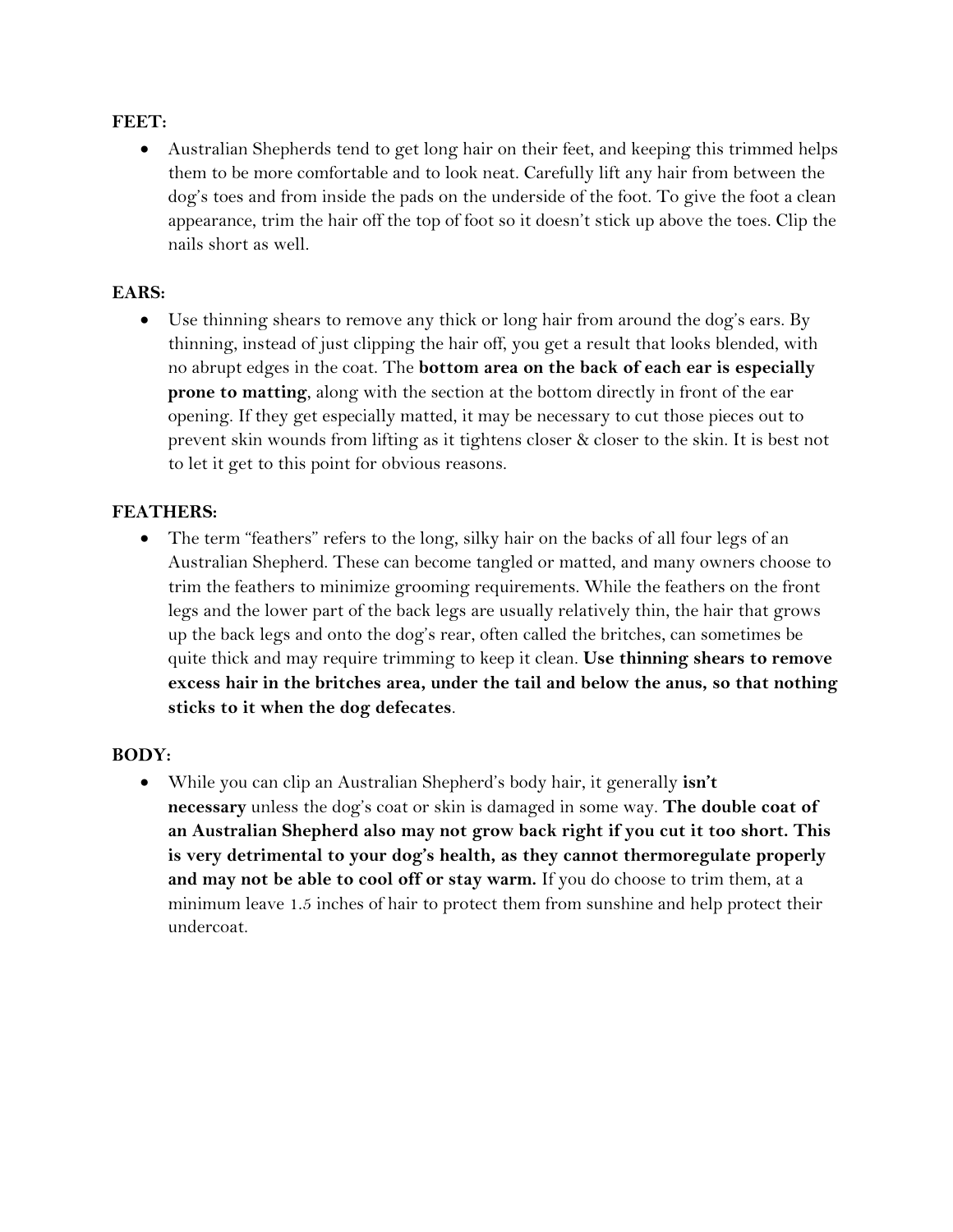**FEET:**

- Australian Shepherds tend to get long hair on their feet, and keeping this trimmed helps them to be more comfortable and to look neat. Carefully lift any hair from between the dog's toes and from inside the pads on the underside of the foot. To give the foot a clean appearance, trim the hair off the top of foot so it doesn't stick up above the toes. Clip the nails short as well.

**EARS:**

- Use thinning shears to remove any thick or long hair from around the dog's ears. By thinning, instead of just clipping the hair off, you get a result that looks blended, with no abrupt edges in the coat. The **bottom area on the back of each ear is especially prone to matting**, along with the section at the bottom directly in front of the ear opening. If they get especially matted, it may be necessary to cut those pieces out to prevent skin wounds from lifting as it tightens closer & closer to the skin. It is best not to let it get to this point for obvious reasons.

**FEATHERS:**

- The term "feathers" refers to the long, silky hair on the backs of all four legs of an Australian Shepherd. These can become tangled or matted, and many owners choose to trim the feathers to minimize grooming requirements. While the feathers on the front legs and the lower part of the back legs are usually relatively thin, the hair that grows up the back legs and onto the dog's rear, often called the britches, can sometimes be quite thick and may require trimming to keep it clean. **Use thinning shears to remove excess hair in the britches area, under the tail and below the anus, so that nothing sticks to it when the dog defecates**.

**BODY:**

- While you can clip an Australian Shepherd's body hair, it generally **isn't necessary** unless the dog's coat or skin is damaged in some way. **The double coat of an Australian Shepherd also may not grow back right if you cut it too short. This is very detrimental to your dog's health, as they cannot thermoregulate properly and may not be able to cool off or stay warm.** If you do choose to trim them, at a minimum leave 1.5 inches of hair to protect them from sunshine and help protect their undercoat.